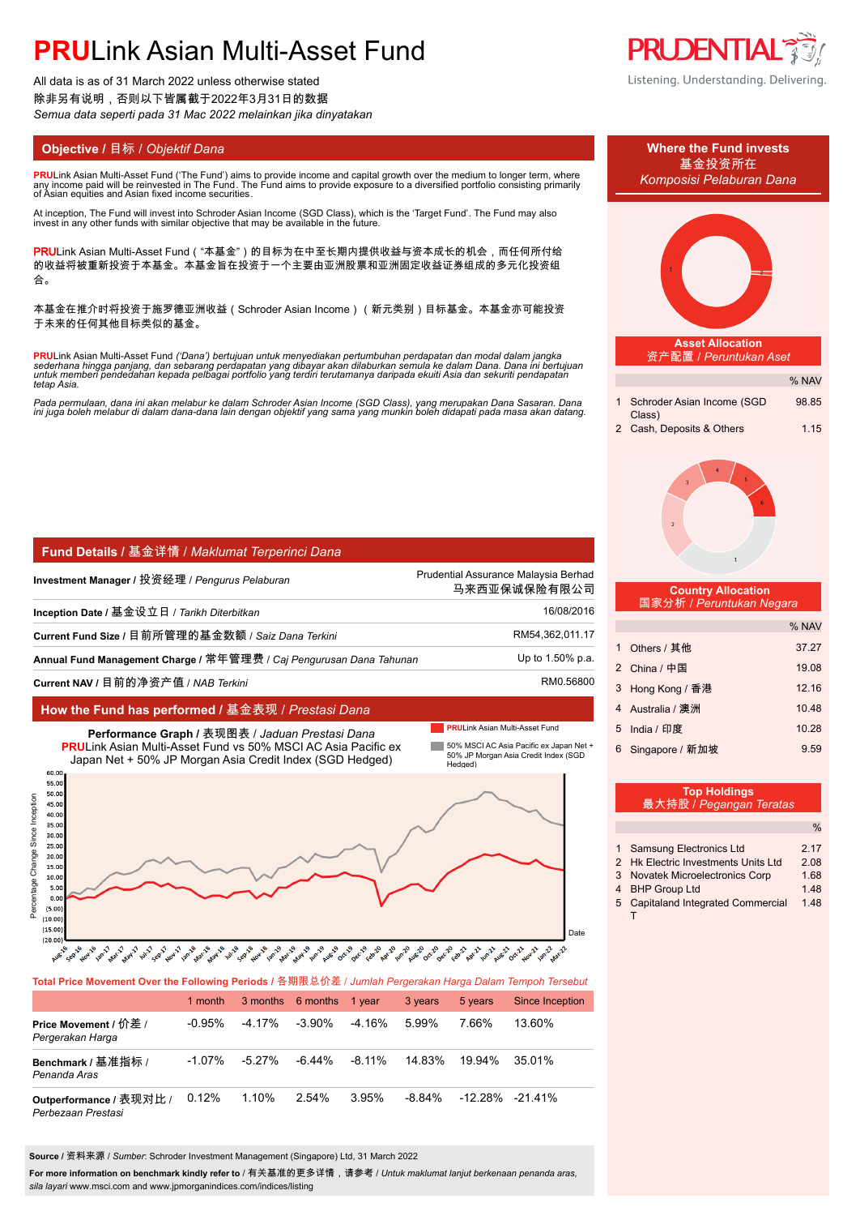# PRULink Asian Multi-Asset Fund

All data is as of 31 March 2022 unless otherwise stated
除非另有说明，否则以下皆属截于2022年3月31日的数据
*Semua data seperti pada 31 Mac 2022 melainkan jika dinyatakan*

Listening. Understanding. Delivering.

## Objective / 目标 / *Objektif Dana*

**PRU**Link Asian Multi-Asset Fund ('The Fund') aims to provide income and capital growth over the medium to longer term, where any income paid will be reinvested in The Fund. The Fund aims to provide exposure to a diversified portfolio consisting primarily of Asian equities and Asian fixed income securities.

At inception, The Fund will invest into Schroder Asian Income (SGD Class), which is the 'Target Fund'. The Fund may also invest in any other funds with similar objective that may be available in the future.

**PRU**Link Asian Multi-Asset Fund（"本基金"）的目标为在中至长期内提供收益与资本成长的机会，而任何所付给的收益将被重新投资于本基金。本基金旨在投资于一个主要由亚洲股票和亚洲固定收益证券组成的多元化投资组合。

本基金在推介时将投资于施罗德亚洲收益（Schroder Asian Income）（新元类别）目标基金。本基金亦可能投资于未来的任何其他目标类似的基金。

*PRULink Asian Multi-Asset Fund ('Dana') bertujuan untuk menyediakan pertumbuhan perdapatan dan modal dalam jangka sederhana hingga panjang, dan sebarang perdapatan yang dibayar akan dilaburkan semula ke dalam Dana. Dana ini bertujuan untuk memberi pendedahan kepada pelbagai portfolio yang terdiri terutamanya daripada ekuiti Asia dan sekuriti pendapatan tetap Asia.*

*Pada permulaan, dana ini akan melabur ke dalam Schroder Asian Income (SGD Class), yang merupakan Dana Sasaran. Dana ini juga boleh melabur di dalam dana-dana lain dengan objektif yang sama yang mungkin boleh didapati pada masa akan datang.*

## Fund Details / 基金详情 / *Maklumat Terperinci Dana*

| | |
|---|---|
| **Investment Manager / 投资经理 /** *Pengurus Pelaburan* | Prudential Assurance Malaysia Berhad 马来西亚保诚保险有限公司 |
| **Inception Date / 基金设立日 /** *Tarikh Diterbitkan* | 16/08/2016 |
| **Current Fund Size / 目前所管理的基金数额 /** *Saiz Dana Terkini* | RM54,362,011.17 |
| **Annual Fund Management Charge / 常年管理费 /** *Caj Pengurusan Dana Tahunan* | Up to 1.50% p.a. |
| **Current NAV / 目前的净资产值 /** *NAB Terkini* | RM0.56800 |

## How the Fund has performed / 基金表现 / *Prestasi Dana*

**Performance Graph / 表现图表 /** *Jaduan Prestasi Dana*
**PRU**Link Asian Multi-Asset Fund vs 50% MSCI AC Asia Pacific ex Japan Net + 50% JP Morgan Asia Credit Index (SGD Hedged)

PRULink Asian Multi-Asset Fund
50% MSCI AC Asia Pacific ex Japan Net + 50% JP Morgan Asia Credit Index (SGD Hedged)

Percentage Change Since Inception
60.00
55.00
50.00
45.00
40.00
35.00
30.00
25.00
20.00
15.00
10.00
5.00
0.00
(5.00)
(10.00)
(15.00)
(20.00)

Date
Aug-16 Sep-16 Nov-16 Jan-17 Mar-17 May-17 Jul-17 Sep-17 Nov-17 Jan-18 Mar-18 May-18 Jul-18 Sep-18 Nov-18 Jan-19 Mar-19 May-19 Jun-19 Aug-19 Oct-19 Dec-19 Feb-20 Apr-20 Jun-20 Aug-20 Oct-20 Dec-20 Feb-21 Apr-21 Jun-21 Aug-21 Oct-21 Nov-21 Jan-22 Mar-22

**Total Price Movement Over the Following Periods** / 各期限总价差 / *Jumlah Pergerakan Harga Dalam Tempoh Tersebut*

| | 1 month | 3 months | 6 months | 1 year | 3 years | 5 years | Since Inception |
|---|---|---|---|---|---|---|---|
| **Price Movement / 价差 /** *Pergerakan Harga* | -0.95% | -4.17% | -3.90% | -4.16% | 5.99% | 7.66% | 13.60% |
| **Benchmark / 基准指标 /** *Penanda Aras* | -1.07% | -5.27% | -6.44% | -8.11% | 14.83% | 19.94% | 35.01% |
| **Outperformance / 表现对比 /** *Perbezaan Prestasi* | 0.12% | 1.10% | 2.54% | 3.95% | -8.84% | -12.28% | -21.41% |

**Source / 资料来源 /** *Sumber*: Schroder Investment Management (Singapore) Ltd, 31 March 2022

**For more information on benchmark kindly refer to / 有关基准的更多详情，请参考 /** *Untuk maklumat lanjut berkenaan penanda aras, sila layari* www.msci.com and www.jpmorganindices.com/indices/listing

## Where the Fund invests
## 基金投资所在
## *Komposisi Pelaburan Dana*

### Asset Allocation
### 资产配置 / *Peruntukan Aset*

| | | % NAV |
|---|---|---|
| 1 | Schroder Asian Income (SGD Class) | 98.85 |
| 2 | Cash, Deposits & Others | 1.15 |

### Country Allocation
### 国家分析 / *Peruntukan Negara*

| | | % NAV |
|---|---|---|
| 1 | Others / 其他 | 37.27 |
| 2 | China / 中国 | 19.08 |
| 3 | Hong Kong / 香港 | 12.16 |
| 4 | Australia / 澳洲 | 10.48 |
| 5 | India / 印度 | 10.28 |
| 6 | Singapore / 新加坡 | 9.59 |

### Top Holdings
### 最大持股 / *Pegangan Teratas*

| | | % |
|---|---|---|
| 1 | Samsung Electronics Ltd | 2.17 |
| 2 | Hk Electric Investments Units Ltd | 2.08 |
| 3 | Novatek Microelectronics Corp | 1.68 |
| 4 | BHP Group Ltd | 1.48 |
| 5 | Capitaland Integrated Commercial T | 1.48 |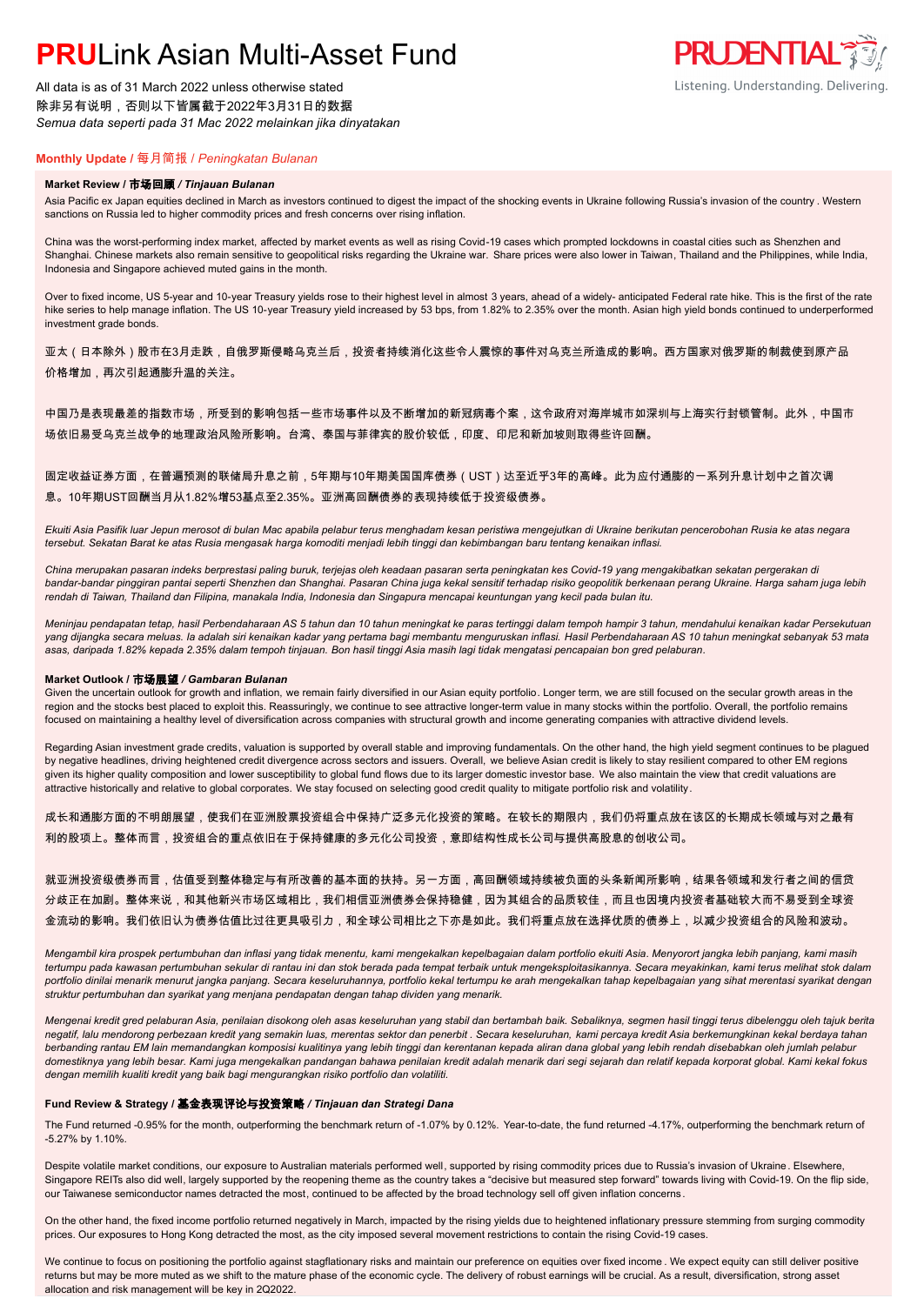# PRULink Asian Multi-Asset Fund

All data is as of 31 March 2022 unless otherwise stated
除非另有说明，否则以下皆属截于2022年3月31日的数据
*Semua data seperti pada 31 Mac 2022 melainkan jika dinyatakan*

PRUDENTIAL
Listening. Understanding. Delivering.

## Monthly Update / 每月简报 / *Peningkatan Bulanan*

### Market Review / 市场回顾 / *Tinjauan Bulanan*

Asia Pacific ex Japan equities declined in March as investors continued to digest the impact of the shocking events in Ukraine following Russia's invasion of the country . Western sanctions on Russia led to higher commodity prices and fresh concerns over rising inflation.

China was the worst-performing index market, affected by market events as well as rising Covid-19 cases which prompted lockdowns in coastal cities such as Shenzhen and Shanghai. Chinese markets also remain sensitive to geopolitical risks regarding the Ukraine war. Share prices were also lower in Taiwan, Thailand and the Philippines, while India, Indonesia and Singapore achieved muted gains in the month.

Over to fixed income, US 5-year and 10-year Treasury yields rose to their highest level in almost 3 years, ahead of a widely- anticipated Federal rate hike. This is the first of the rate hike series to help manage inflation. The US 10-year Treasury yield increased by 53 bps, from 1.82% to 2.35% over the month. Asian high yield bonds continued to underperformed investment grade bonds.

亚太（日本除外）股市在3月走跌，自俄罗斯侵略乌克兰后，投资者持续消化这些令人震惊的事件对乌克兰所造成的影响。西方国家对俄罗斯的制裁使到原产品价格增加，再次引起通膨升温的关注。

中国乃是表现最差的指数市场，所受到的影响包括一些市场事件以及不断增加的新冠病毒个案，这令政府对海岸城市如深圳与上海实行封锁管制。此外，中国市场依旧易受乌克兰战争的地理政治风险所影响。台湾、泰国与菲律宾的股价较低，印度、印尼和新加坡则取得些许回酬。

固定收益证券方面，在普遍预测的联储局升息之前，5年期与10年期美国国库债券（UST）达至近乎3年的高峰。此为应付通膨的一系列升息计划中之首次调息。10年期UST回酬当月从1.82%增53基点至2.35%。亚洲高回酬债券的表现持续低于投资级债券。

*Ekuiti Asia Pasifik luar Jepun merosot di bulan Mac apabila pelabur terus menghadam kesan peristiwa mengejutkan di Ukraine berikutan pencerobohan Rusia ke atas negara tersebut. Sekatan Barat ke atas Rusia mengasak harga komoditi menjadi lebih tinggi dan kebimbangan baru tentang kenaikan inflasi.*

*China merupakan pasaran indeks berprestasi paling buruk, terjejas oleh keadaan pasaran serta peningkatan kes Covid-19 yang mengakibatkan sekatan pergerakan di bandar-bandar pinggiran pantai seperti Shenzhen dan Shanghai. Pasaran China juga kekal sensitif terhadap risiko geopolitik berkenaan perang Ukraine. Harga saham juga lebih rendah di Taiwan, Thailand dan Filipina, manakala India, Indonesia dan Singapura mencapai keuntungan yang kecil pada bulan itu.*

*Meninjau pendapatan tetap, hasil Perbendaharaan AS 5 tahun dan 10 tahun meningkat ke paras tertinggi dalam tempoh hampir 3 tahun, mendahului kenaikan kadar Persekutuan yang dijangka secara meluas. Ia adalah siri kenaikan kadar yang pertama bagi membantu menguruskan inflasi. Hasil Perbendaharaan AS 10 tahun meningkat sebanyak 53 mata asas, daripada 1.82% kepada 2.35% dalam tempoh tinjauan. Bon hasil tinggi Asia masih lagi tidak mengatasi pencapaian bon gred pelaburan.*

### Market Outlook / 市场展望 / *Gambaran Bulanan*

Given the uncertain outlook for growth and inflation, we remain fairly diversified in our Asian equity portfolio. Longer term, we are still focused on the secular growth areas in the region and the stocks best placed to exploit this. Reassuringly, we continue to see attractive longer-term value in many stocks within the portfolio. Overall, the portfolio remains focused on maintaining a healthy level of diversification across companies with structural growth and income generating companies with attractive dividend levels.

Regarding Asian investment grade credits, valuation is supported by overall stable and improving fundamentals. On the other hand, the high yield segment continues to be plagued by negative headlines, driving heightened credit divergence across sectors and issuers. Overall, we believe Asian credit is likely to stay resilient compared to other EM regions given its higher quality composition and lower susceptibility to global fund flows due to its larger domestic investor base. We also maintain the view that credit valuations are attractive historically and relative to global corporates. We stay focused on selecting good credit quality to mitigate portfolio risk and volatility.

成长和通膨方面的不明朗展望，使我们在亚洲股票投资组合中保持广泛多元化投资的策略。在较长的期限内，我们仍将重点放在该区的长期成长领域与对之最有利的股项上。整体而言，投资组合的重点依旧在于保持健康的多元化公司投资，意即结构性成长公司与提供高股息的创收公司。

就亚洲投资级债券而言，估值受到整体稳定与有所改善的基本面的扶持。另一方面，高回酬领域持续被负面的头条新闻所影响，结果各领域和发行者之间的信贷分歧正在加剧。整体来说，和其他新兴市场区域相比，我们相信亚洲债券会保持稳健，因为其组合的品质较佳，而且也因境内投资者基础较大而不易受到全球资金流动的影响。我们依旧认为债券估值比过往更具吸引力，和全球公司相比之下亦是如此。我们将重点放在选择优质的债券上，以减少投资组合的风险和波动。

*Mengambil kira prospek pertumbuhan dan inflasi yang tidak menentu, kami mengekalkan kepelbagaian dalam portfolio ekuiti Asia. Menyorot jangka lebih panjang, kami masih tertumpu pada kawasan pertumbuhan sekular di rantau ini dan stok berada pada tempat terbaik untuk mengeksploitasikannya. Secara meyakinkan, kami terus melihat stok dalam portfolio dinilai menarik menurut jangka panjang. Secara keseluruhan, portfolio kekal tertumpu ke arah mengekalkan tahap kepelbagaian yang sihat merentasi syarikat dengan struktur pertumbuhan dan syarikat yang menjana pendapatan dengan tahap dividen yang menarik.*

*Mengenai kredit gred pelaburan Asia, penilaian disokong oleh asas keseluruhan yang stabil dan bertambah baik. Sebaliknya, segmen hasil tinggi terus dibelenggu oleh tajuk berita negatif, lalu mendorong perbezaan kredit yang semakin luas, merentas sektor dan penerbit . Secara keseluruhan, kami percaya kredit Asia berkemungkinan kekal berdaya tahan berbanding rantau EM lain memandangkan komposisi kualitinya yang lebih tinggi dan kerentanan kepada aliran dana global yang lebih rendah disebabkan oleh jumlah pelabur domestiknya yang lebih besar. Kami juga mengekalkan pandangan bahawa penilaian kredit adalah menarik dari segi sejarah dan relatif kepada korporat global. Kami kekal fokus dengan memilih kualiti kredit yang baik bagi mengurangkan risiko portfolio dan volatiliti.*

### Fund Review & Strategy / 基金表现评论与投资策略 / *Tinjauan dan Strategi Dana*

The Fund returned -0.95% for the month, outperforming the benchmark return of -1.07% by 0.12%. Year-to-date, the fund returned -4.17%, outperforming the benchmark return of -5.27% by 1.10%.

Despite volatile market conditions, our exposure to Australian materials performed well, supported by rising commodity prices due to Russia's invasion of Ukraine. Elsewhere, Singapore REITs also did well, largely supported by the reopening theme as the country takes a "decisive but measured step forward" towards living with Covid-19. On the flip side, our Taiwanese semiconductor names detracted the most, continued to be affected by the broad technology sell off given inflation concerns.

On the other hand, the fixed income portfolio returned negatively in March, impacted by the rising yields due to heightened inflationary pressure stemming from surging commodity prices. Our exposures to Hong Kong detracted the most, as the city imposed several movement restrictions to contain the rising Covid-19 cases.

We continue to focus on positioning the portfolio against stagflationary risks and maintain our preference on equities over fixed income . We expect equity can still deliver positive returns but may be more muted as we shift to the mature phase of the economic cycle. The delivery of robust earnings will be crucial. As a result, diversification, strong asset allocation and risk management will be key in 2Q2022.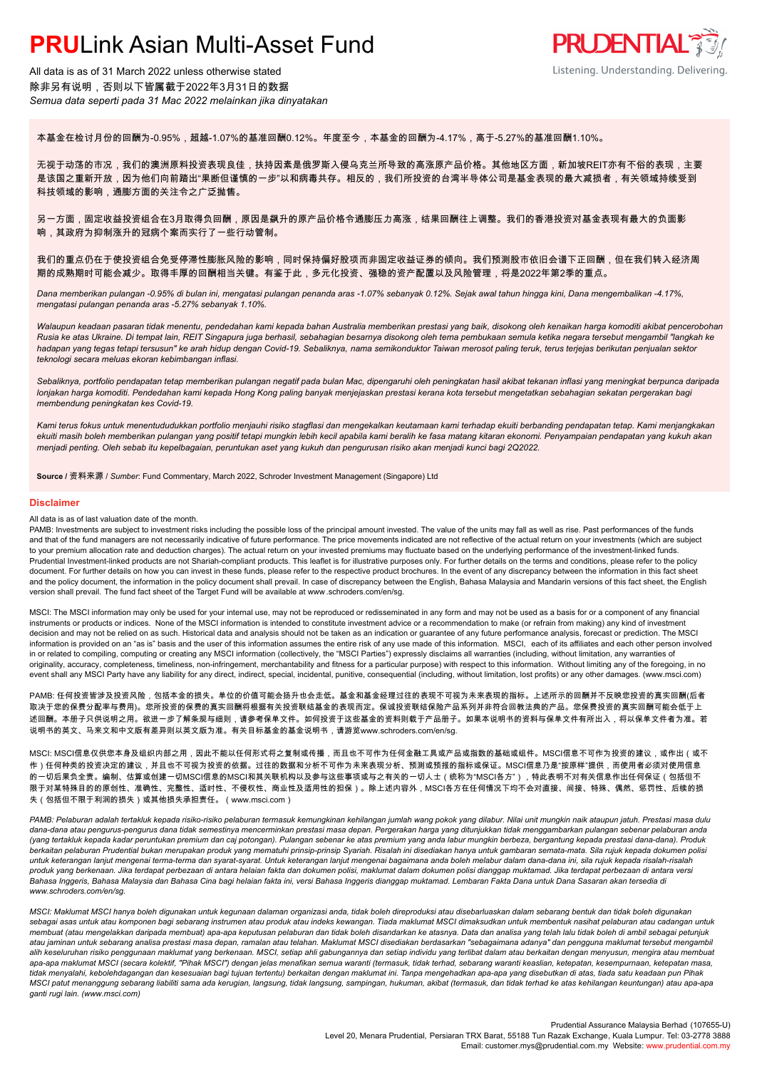# PRULink Asian Multi-Asset Fund

All data is as of 31 March 2022 unless otherwise stated
除非另有说明，否则以下皆属截于2022年3月31日的数据
*Semua data seperti pada 31 Mac 2022 melainkan jika dinyatakan*

本基金在检讨月份的回酬为-0.95%，超越-1.07%的基准回酬0.12%。年度至今，本基金的回酬为-4.17%，高于-5.27%的基准回酬1.10%。

无视于动荡的市况，我们的澳洲原料投资表现良佳，扶持因素是俄罗斯入侵乌克兰所导致的高涨原产品价格。其他地区方面，新加坡REIT亦有不俗的表现，主要是该国之重新开放，因为他们向前踏出"果断但谨慎的一步"以和病毒共存。相反的，我们所投资的台湾半导体公司是基金表现的最大减损者，有关领域持续受到科技领域的影响，通膨方面的关注令之广泛抛售。

另一方面，固定收益投资组合在3月取得负回酬，原因是飙升的原产品价格令通膨压力高涨，结果回酬往上调整。我们的香港投资对基金表现有最大的负面影响，其政府为抑制涨升的冠病个案而实行了一些行动管制。

我们的重点仍在于使投资组合免受停滞性膨胀风险的影响，同时保持偏好股项而非固定收益证券的倾向。我们预测股市依旧会谱下正回酬，但在我们转入经济周期的成熟期时可能会减少。取得丰厚的回酬相当关键。有鉴于此，多元化投资、强稳的资产配置以及风险管理，将是2022年第2季的重点。

*Dana memberikan pulangan -0.95% di bulan ini, mengatasi pulangan penanda aras -1.07% sebanyak 0.12%. Sejak awal tahun hingga kini, Dana mengembalikan -4.17%, mengatasi pulangan penanda aras -5.27% sebanyak 1.10%.*

*Walaupun keadaan pasaran tidak menentu, pendedahan kami kepada bahan Australia memberikan prestasi yang baik, disokong oleh kenaikan harga komoditi akibat pencerobohan Rusia ke atas Ukraine. Di tempat lain, REIT Singapura juga berhasil, sebahagian besarnya disokong oleh tema pembukaan semula ketika negara tersebut mengambil "langkah ke hadapan yang tegas tetapi tersusun" ke arah hidup dengan Covid-19. Sebaliknya, nama semikonduktor Taiwan merosot paling teruk, terus terjejas berikutan penjualan sektor teknologi secara meluas ekoran kebimbangan inflasi.*

*Sebaliknya, portfolio pendapatan tetap memberikan pulangan negatif pada bulan Mac, dipengaruhi oleh peningkatan hasil akibat tekanan inflasi yang meningkat berpunca daripada lonjakan harga komoditi. Pendedahan kami kepada Hong Kong paling banyak menjejaskan prestasi kerana kota tersebut mengetatkan sebahagian sekatan pergerakan bagi membendung peningkatan kes Covid-19.*

*Kami terus fokus untuk menentududukkan portfolio menjauhi risiko stagflasi dan mengekalkan keutamaan kami terhadap ekuiti berbanding pendapatan tetap. Kami menjangkakan ekuiti masih boleh memberikan pulangan yang positif tetapi mungkin lebih kecil apabila kami beralih ke fasa matang kitaran ekonomi. Penyampaian pendapatan yang kukuh akan menjadi penting. Oleh sebab itu kepelbagaian, peruntukan aset yang kukuh dan pengurusan risiko akan menjadi kunci bagi 2Q2022.*

**Source** / 资料来源 / *Sumber*: Fund Commentary, March 2022, Schroder Investment Management (Singapore) Ltd

## Disclaimer

All data is as of last valuation date of the month.

PAMB: Investments are subject to investment risks including the possible loss of the principal amount invested. The value of the units may fall as well as rise. Past performances of the funds and that of the fund managers are not necessarily indicative of future performance. The price movements indicated are not reflective of the actual return on your investments (which are subject to your premium allocation rate and deduction charges). The actual return on your invested premiums may fluctuate based on the underlying performance of the investment-linked funds. Prudential Investment-linked products are not Shariah-compliant products. This leaflet is for illustrative purposes only. For further details on the terms and conditions, please refer to the policy document. For further details on how you can invest in these funds, please refer to the respective product brochures. In the event of any discrepancy between the information in this fact sheet and the policy document, the information in the policy document shall prevail. In case of discrepancy between the English, Bahasa Malaysia and Mandarin versions of this fact sheet, the English version shall prevail. The fund fact sheet of the Target Fund will be available at www.schroders.com/en/sg.

MSCI: The MSCI information may only be used for your internal use, may not be reproduced or redisseminated in any form and may not be used as a basis for or a component of any financial instruments or products or indices. None of the MSCI information is intended to constitute investment advice or a recommendation to make (or refrain from making) any kind of investment decision and may not be relied on as such. Historical data and analysis should not be taken as an indication or guarantee of any future performance analysis, forecast or prediction. The MSCI information is provided on an "as is" basis and the user of this information assumes the entire risk of any use made of this information. MSCI, each of its affiliates and each other person involved in or related to compiling, computing or creating any MSCI information (collectively, the "MSCI Parties") expressly disclaims all warranties (including, without limitation, any warranties of originality, accuracy, completeness, timeliness, non-infringement, merchantability and fitness for a particular purpose) with respect to this information. Without limiting any of the foregoing, in no event shall any MSCI Party have any liability for any direct, indirect, special, incidental, punitive, consequential (including, without limitation, lost profits) or any other damages. (www.msci.com)

PAMB: 任何投资皆涉及投资风险，包括本金的损失。单位的价值可能会扬升也会走低。基金和基金经理过往的表现不可视为未来表现的指标。上述所示的回酬并不反映您投资的真实回酬(后者取决于您的保费分配率与费用)。您所投资的保费的真实回酬将根据有关投资联结基金的表现而定。保诚投资联结保险产品系列并非符合回教法典的产品。您保费投资的真实回酬可能会低于上述回酬。本册子只供说明之用。欲进一步了解条规与细则，请参考保单文件。如何投资于这些基金的资料则载于产品册子。如果本说明书的资料与保单文件有所出入，将以保单文件者为准。若说明书的英文、马来文和中文版有差异则以英文版为准。有关目标基金的基金说明书，请游览www.schroders.com/en/sg.

MSCI: MSCI信息仅供您本身及组织内部之用，因此不能以任何形式将之复制或传播，而且也不可作为任何金融工具或产品或指数的基础或组件。MSCI信息不可作为投资的建议，或作出（或不作）任何种类的投资决定的建议，并且也不可视为投资的依据。过往的数据和分析不可作为未来表现分析、预测或预报的指标或保证。MSCI信息乃是"按原样"提供，而使用者必须对使用信息的一切后果负全责。编制、估算或创建一切MSCI信息的MSCI和其关联机构以及参与这些事项或与之有关的一切人士（统称为"MSCI各方"），特此表明不对有关信息作出任何保证（包括但不限于对某特殊目的的原创性、准确性、完整性、适时性、不侵权性、商业性及适用性的担保）。除上述内容外，MSCI各方在任何情况下均不会对直接、间接、特殊、偶然、惩罚性、后续的损失（包括但不限于利润的损失）或其他损失承担责任。（www.msci.com）

*PAMB: Pelaburan adalah tertakluk kepada risiko-risiko pelaburan termasuk kemungkinan kehilangan jumlah wang pokok yang dilabur. Nilai unit mungkin naik ataupun jatuh. Prestasi masa dulu dana-dana atau pengurus-pengurus dana tidak semestinya mencerminkan prestasi masa depan. Pergerakan harga yang ditunjukkan tidak menggambarkan pulangan sebenar pelaburan anda (yang tertakluk kepada kadar peruntukan premium dan caj potongan). Pulangan sebenar ke atas premium yang anda labur mungkin berbeza, bergantung kepada prestasi dana-dana). Produk berkaitan pelaburan Prudential bukan merupakan produk yang mematuhi prinsip-prinsip Syariah. Risalah ini disediakan hanya untuk gambaran semata-mata. Sila rujuk kepada dokumen polisi untuk keterangan lanjut mengenai terma-terma dan syarat-syarat. Untuk keterangan lanjut mengenai bagaimana anda boleh melabur dalam dana-dana ini, sila rujuk kepada risalah-risalah produk yang berkenaan. Jika terdapat perbezaan di antara helaian fakta dan dokumen polisi, maklumat dalam dokumen polisi dianggap muktamad. Jika terdapat perbezaan di antara versi Bahasa Inggeris, Bahasa Malaysia dan Bahasa Cina bagi helaian fakta ini, versi Bahasa Inggeris dianggap muktamad. Lembaran Fakta Dana untuk Dana Sasaran akan tersedia di www.schroders.com/en/sg.*

*MSCI: Maklumat MSCI hanya boleh digunakan untuk kegunaan dalaman organizasi anda, tidak boleh direproduksi atau disebarluaskan dalam sebarang bentuk dan tidak boleh digunakan sebagai asas untuk atau komponen bagi sebarang instrumen atau produk atau indeks kewangan. Tiada maklumat MSCI dimaksudkan untuk membentuk nasihat pelaburan atau cadangan untuk membuat (atau mengelakkan daripada membuat) apa-apa keputusan pelaburan dan tidak boleh disandarkan ke atasnya. Data dan analisa yang telah lalu tidak boleh di ambil sebagai petunjuk atau jaminan untuk sebarang analisa prestasi masa depan, ramalan atau telahan. Maklumat MSCI disediakan berdasarkan "sebagaimana adanya" dan pengguna maklumat tersebut mengambil alih keseluruhan risiko penggunaan maklumat yang berkenaan. MSCI, setiap ahli gabungannya dan setiap individu yang terlibat dalam atau berkaitan dengan menyusun, mengira atau membuat apa-apa maklumat MSCI (secara kolektif, "Pihak MSCI") dengan jelas menafikan semua waranti (termasuk, tidak terhad, sebarang waranti keaslian, ketepatan, kesempurnaan, ketepatan masa, tidak menyalahi, kebolehdagangan dan kesesuaian bagi tujuan tertentu) berkaitan dengan maklumat ini. Tanpa mengehadkan apa-apa yang disebutkan di atas, tiada satu keadaan pun Pihak MSCI patut menanggung sebarang liabiliti sama ada kerugian, langsung, tidak langsung, sampingan, hukuman, akibat (termasuk, dan tidak terhad ke atas kehilangan keuntungan) atau apa-apa ganti rugi lain. (www.msci.com)*

Prudential Assurance Malaysia Berhad (107655-U)
Level 20, Menara Prudential, Persiaran TRX Barat, 55188 Tun Razak Exchange, Kuala Lumpur. Tel: 03-2778 3888
Email: customer.mys@prudential.com.my Website: www.prudential.com.my